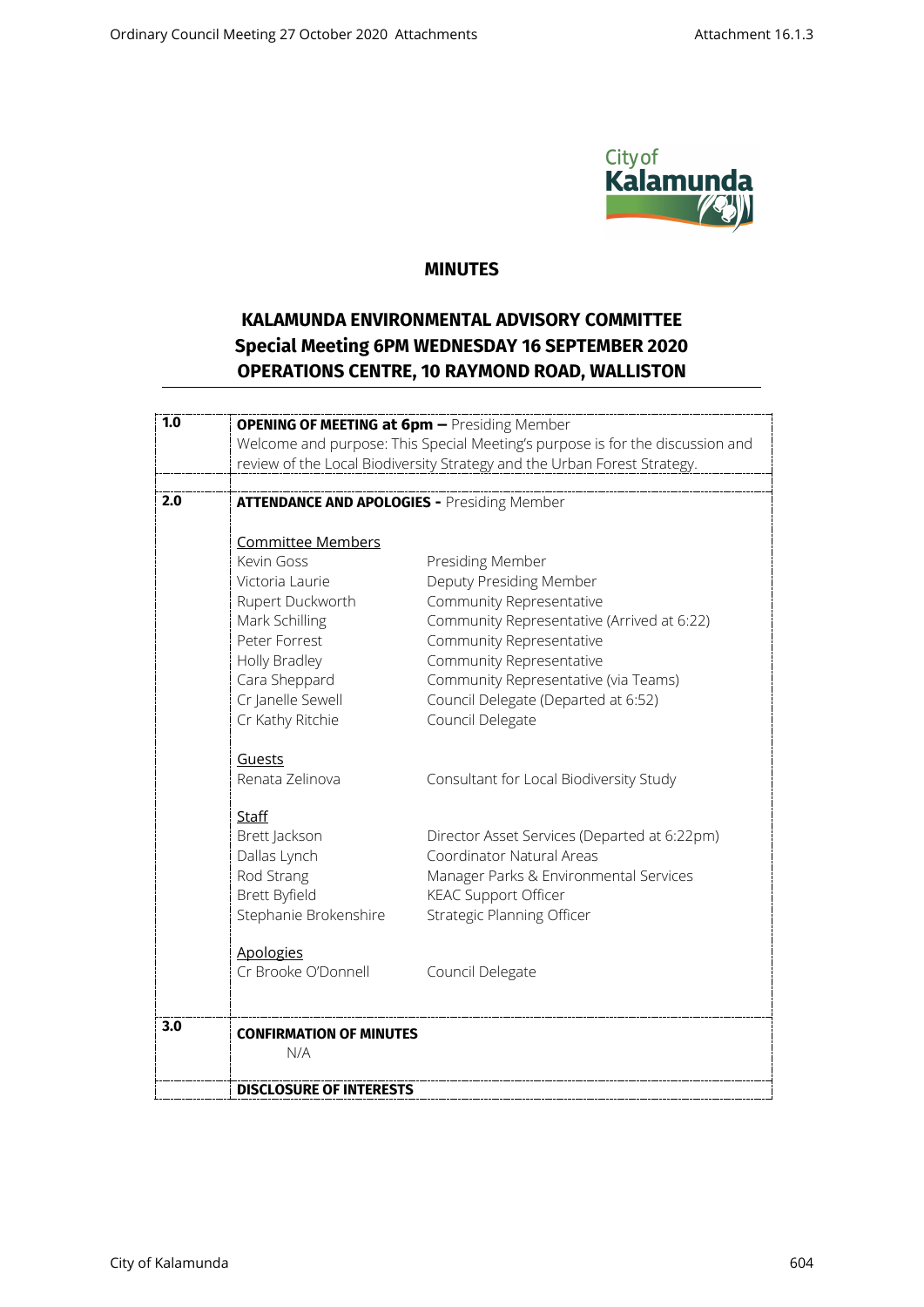# MINUTES

## KALAMUNDA ENVIRONMENTAL ADVISORY COMMITTEE
## Special Meeting 6PM WEDNESDAY 16 SEPTEMBER 2020
## OPERATIONS CENTRE, 10 RAYMOND ROAD, WALLISTON

| | |
|---|---|
| **1.0** | **OPENING OF MEETING at 6pm –** Presiding Member<br>Welcome and purpose: This Special Meeting's purpose is for the discussion and review of the Local Biodiversity Strategy and the Urban Forest Strategy. |
| **2.0** | **ATTENDANCE AND APOLOGIES -** Presiding Member<br><br>Committee Members<br>Kevin Goss — Presiding Member<br>Victoria Laurie — Deputy Presiding Member<br>Rupert Duckworth — Community Representative<br>Mark Schilling — Community Representative (Arrived at 6:22)<br>Peter Forrest — Community Representative<br>Holly Bradley — Community Representative<br>Cara Sheppard — Community Representative (via Teams)<br>Cr Janelle Sewell — Council Delegate (Departed at 6:52)<br>Cr Kathy Ritchie — Council Delegate<br><br>Guests<br>Renata Zelinova — Consultant for Local Biodiversity Study<br><br>Staff<br>Brett Jackson — Director Asset Services (Departed at 6:22pm)<br>Dallas Lynch — Coordinator Natural Areas<br>Rod Strang — Manager Parks & Environmental Services<br>Brett Byfield — KEAC Support Officer<br>Stephanie Brokenshire — Strategic Planning Officer<br><br>Apologies<br>Cr Brooke O'Donnell — Council Delegate |
| **3.0** | **CONFIRMATION OF MINUTES**<br>N/A |
| | **DISCLOSURE OF INTERESTS** |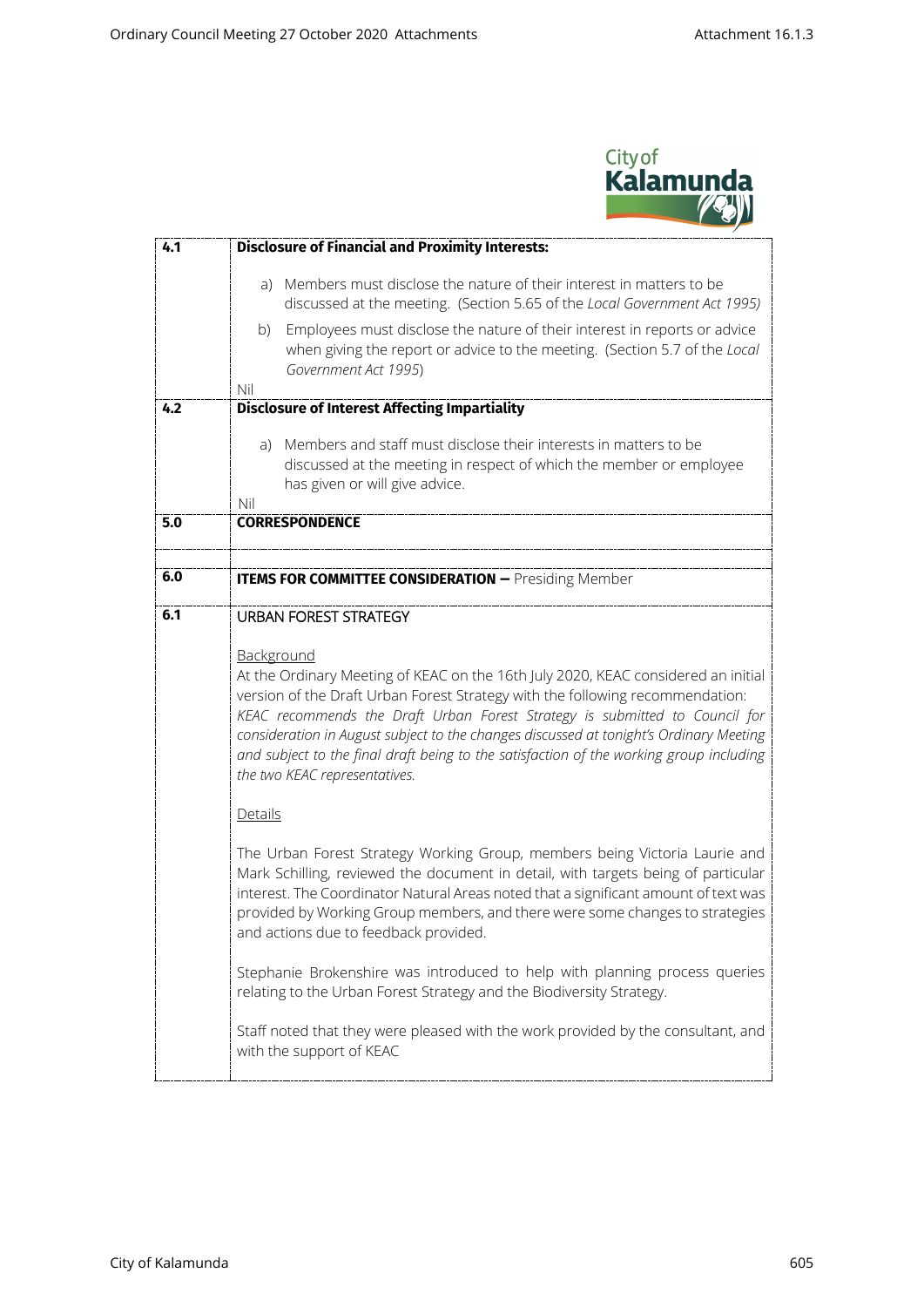| | |
|---|---|
| **4.1** | **Disclosure of Financial and Proximity Interests:**<br><br>a) Members must disclose the nature of their interest in matters to be discussed at the meeting. (Section 5.65 of the *Local Government Act 1995)*<br><br>b) Employees must disclose the nature of their interest in reports or advice when giving the report or advice to the meeting. (Section 5.7 of the *Local Government Act 1995*)<br><br>Nil |
| **4.2** | **Disclosure of Interest Affecting Impartiality**<br><br>a) Members and staff must disclose their interests in matters to be discussed at the meeting in respect of which the member or employee has given or will give advice.<br><br>Nil |
| **5.0** | **CORRESPONDENCE** |
| | |
| **6.0** | **ITEMS FOR COMMITTEE CONSIDERATION –** Presiding Member |
| **6.1** | URBAN FOREST STRATEGY<br><br>Background<br>At the Ordinary Meeting of KEAC on the 16th July 2020, KEAC considered an initial version of the Draft Urban Forest Strategy with the following recommendation:<br>*KEAC recommends the Draft Urban Forest Strategy is submitted to Council for consideration in August subject to the changes discussed at tonight's Ordinary Meeting and subject to the final draft being to the satisfaction of the working group including the two KEAC representatives.*<br><br>Details<br><br>The Urban Forest Strategy Working Group, members being Victoria Laurie and Mark Schilling, reviewed the document in detail, with targets being of particular interest. The Coordinator Natural Areas noted that a significant amount of text was provided by Working Group members, and there were some changes to strategies and actions due to feedback provided.<br><br>Stephanie Brokenshire was introduced to help with planning process queries relating to the Urban Forest Strategy and the Biodiversity Strategy.<br><br>Staff noted that they were pleased with the work provided by the consultant, and with the support of KEAC |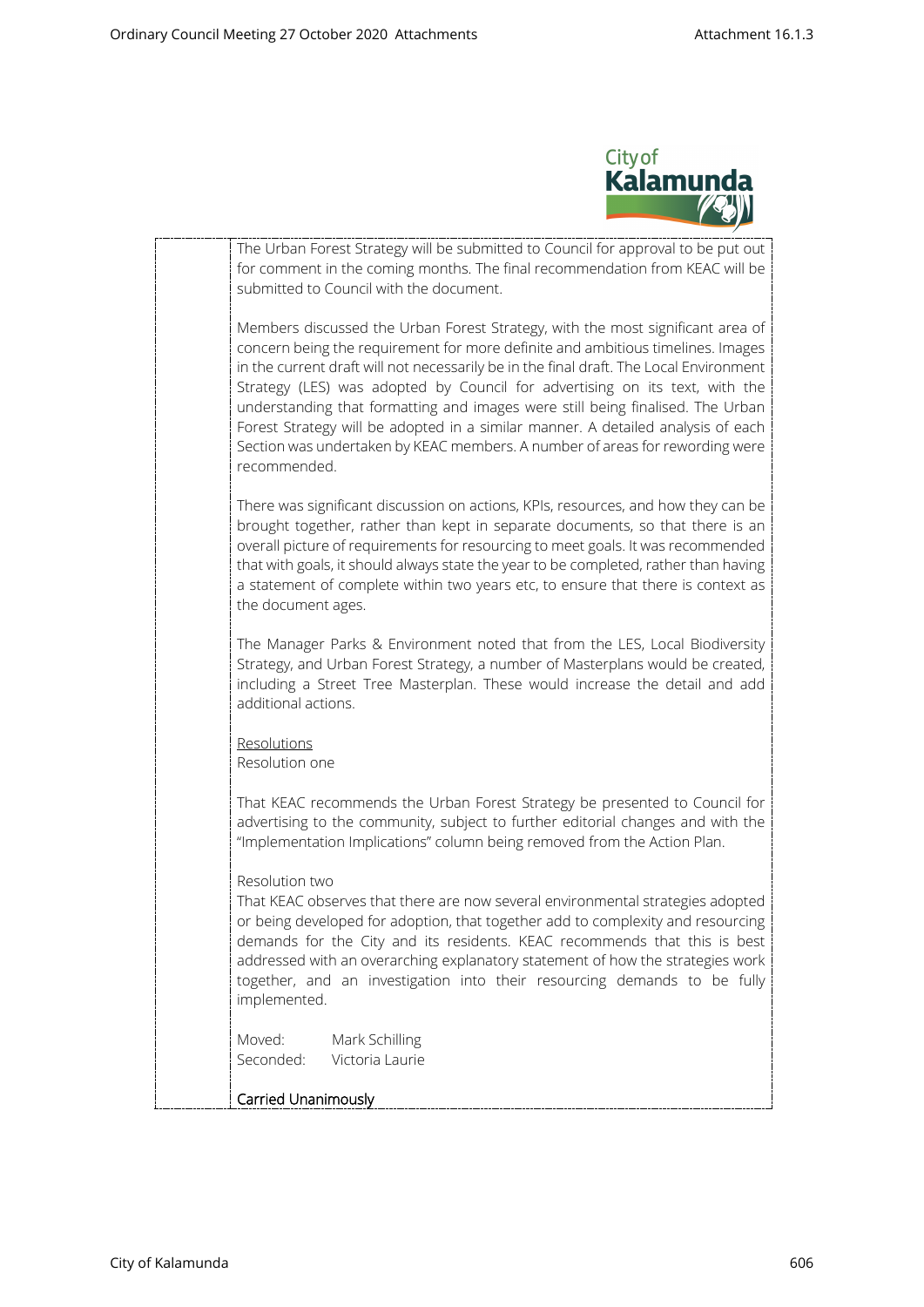The Urban Forest Strategy will be submitted to Council for approval to be put out for comment in the coming months. The final recommendation from KEAC will be submitted to Council with the document.

Members discussed the Urban Forest Strategy, with the most significant area of concern being the requirement for more definite and ambitious timelines. Images in the current draft will not necessarily be in the final draft. The Local Environment Strategy (LES) was adopted by Council for advertising on its text, with the understanding that formatting and images were still being finalised. The Urban Forest Strategy will be adopted in a similar manner. A detailed analysis of each Section was undertaken by KEAC members. A number of areas for rewording were recommended.

There was significant discussion on actions, KPIs, resources, and how they can be brought together, rather than kept in separate documents, so that there is an overall picture of requirements for resourcing to meet goals. It was recommended that with goals, it should always state the year to be completed, rather than having a statement of complete within two years etc, to ensure that there is context as the document ages.

The Manager Parks & Environment noted that from the LES, Local Biodiversity Strategy, and Urban Forest Strategy, a number of Masterplans would be created, including a Street Tree Masterplan. These would increase the detail and add additional actions.

<u>Resolutions</u>

Resolution one

That KEAC recommends the Urban Forest Strategy be presented to Council for advertising to the community, subject to further editorial changes and with the "Implementation Implications" column being removed from the Action Plan.

Resolution two

That KEAC observes that there are now several environmental strategies adopted or being developed for adoption, that together add to complexity and resourcing demands for the City and its residents. KEAC recommends that this is best addressed with an overarching explanatory statement of how the strategies work together, and an investigation into their resourcing demands to be fully implemented.

Moved: Mark Schilling
Seconded: Victoria Laurie

<u>Carried Unanimously</u>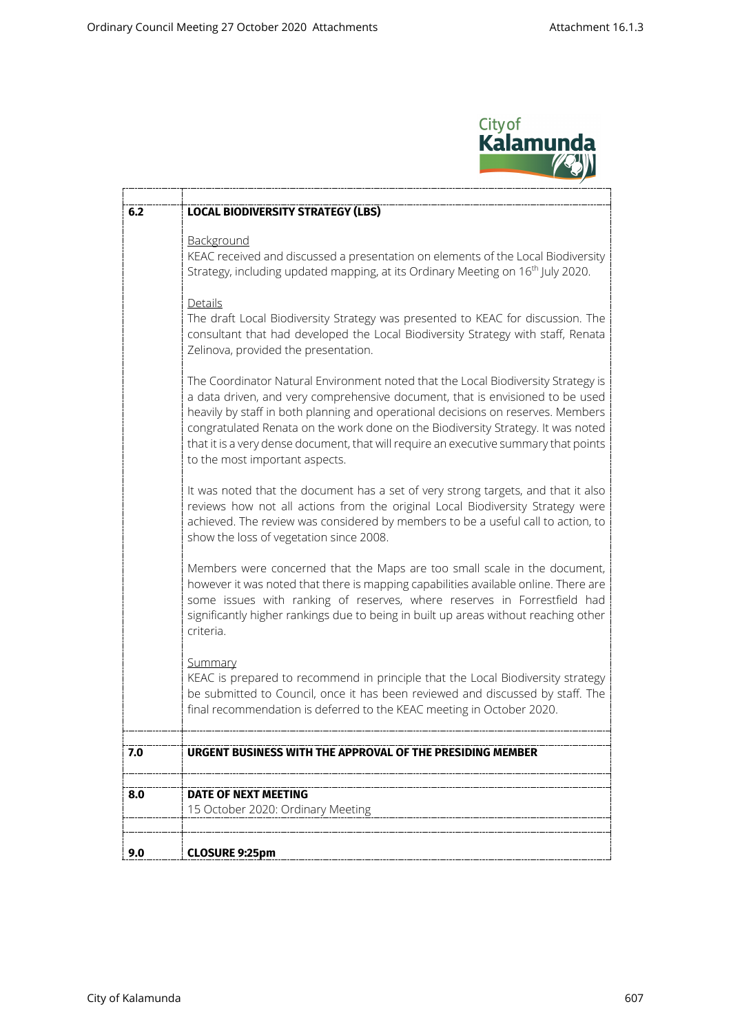| | |
|---|---|
| **6.2** | **LOCAL BIODIVERSITY STRATEGY (LBS)**<br><br>Background<br>KEAC received and discussed a presentation on elements of the Local Biodiversity Strategy, including updated mapping, at its Ordinary Meeting on 16th July 2020.<br><br>Details<br>The draft Local Biodiversity Strategy was presented to KEAC for discussion. The consultant that had developed the Local Biodiversity Strategy with staff, Renata Zelinova, provided the presentation.<br><br>The Coordinator Natural Environment noted that the Local Biodiversity Strategy is a data driven, and very comprehensive document, that is envisioned to be used heavily by staff in both planning and operational decisions on reserves. Members congratulated Renata on the work done on the Biodiversity Strategy. It was noted that it is a very dense document, that will require an executive summary that points to the most important aspects.<br><br>It was noted that the document has a set of very strong targets, and that it also reviews how not all actions from the original Local Biodiversity Strategy were achieved. The review was considered by members to be a useful call to action, to show the loss of vegetation since 2008.<br><br>Members were concerned that the Maps are too small scale in the document, however it was noted that there is mapping capabilities available online. There are some issues with ranking of reserves, where reserves in Forrestfield had significantly higher rankings due to being in built up areas without reaching other criteria.<br><br>Summary<br>KEAC is prepared to recommend in principle that the Local Biodiversity strategy be submitted to Council, once it has been reviewed and discussed by staff. The final recommendation is deferred to the KEAC meeting in October 2020. |
| **7.0** | **URGENT BUSINESS WITH THE APPROVAL OF THE PRESIDING MEMBER** |
| **8.0** | **DATE OF NEXT MEETING**<br>15 October 2020: Ordinary Meeting |
| **9.0** | **CLOSURE 9:25pm** |